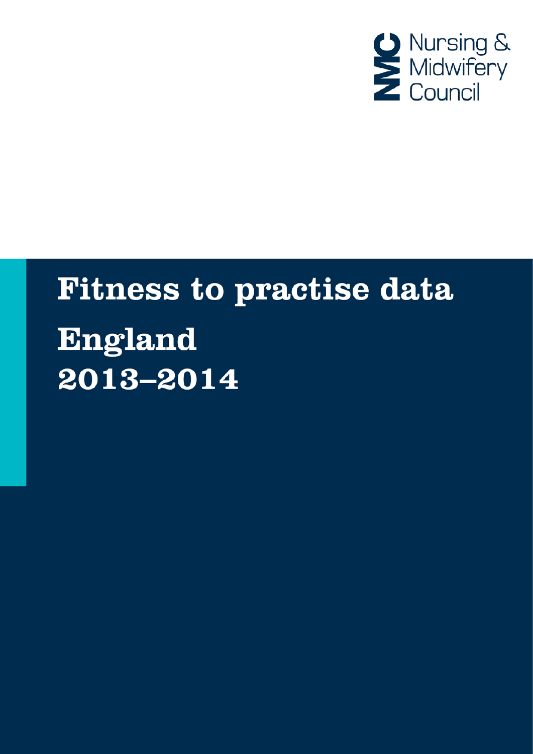Nursing & Midwifery Council

# Fitness to practise data England 2013–2014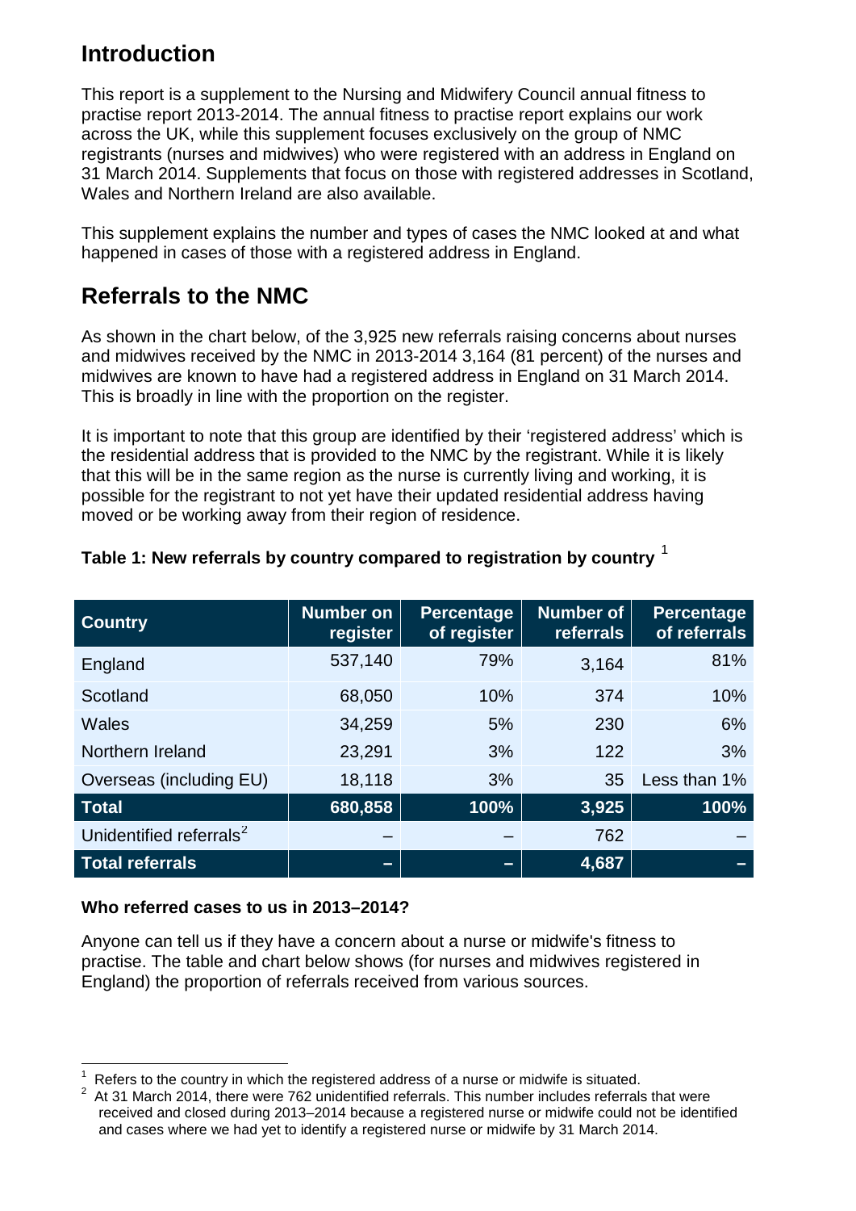## Introduction

This report is a supplement to the Nursing and Midwifery Council annual fitness to practise report 2013-2014. The annual fitness to practise report explains our work across the UK, while this supplement focuses exclusively on the group of NMC registrants (nurses and midwives) who were registered with an address in England on 31 March 2014. Supplements that focus on those with registered addresses in Scotland, Wales and Northern Ireland are also available.

This supplement explains the number and types of cases the NMC looked at and what happened in cases of those with a registered address in England.

## Referrals to the NMC

As shown in the chart below, of the 3,925 new referrals raising concerns about nurses and midwives received by the NMC in 2013-2014 3,164 (81 percent) of the nurses and midwives are known to have had a registered address in England on 31 March 2014. This is broadly in line with the proportion on the register.

It is important to note that this group are identified by their 'registered address' which is the residential address that is provided to the NMC by the registrant. While it is likely that this will be in the same region as the nurse is currently living and working, it is possible for the registrant to not yet have their updated residential address having moved or be working away from their region of residence.

**Table 1: New referrals by country compared to registration by country** [1]

| Country | Number on register | Percentage of register | Number of referrals | Percentage of referrals |
|---|---|---|---|---|
| England | 537,140 | 79% | 3,164 | 81% |
| Scotland | 68,050 | 10% | 374 | 10% |
| Wales | 34,259 | 5% | 230 | 6% |
| Northern Ireland | 23,291 | 3% | 122 | 3% |
| Overseas (including EU) | 18,118 | 3% | 35 | Less than 1% |
| **Total** | **680,858** | **100%** | **3,925** | **100%** |
| Unidentified referrals[2] | – | – | 762 | – |
| **Total referrals** | **–** | **–** | **4,687** | **–** |

**Who referred cases to us in 2013–2014?**

Anyone can tell us if they have a concern about a nurse or midwife's fitness to practise. The table and chart below shows (for nurses and midwives registered in England) the proportion of referrals received from various sources.

[1] Refers to the country in which the registered address of a nurse or midwife is situated.

[2] At 31 March 2014, there were 762 unidentified referrals. This number includes referrals that were received and closed during 2013–2014 because a registered nurse or midwife could not be identified and cases where we had yet to identify a registered nurse or midwife by 31 March 2014.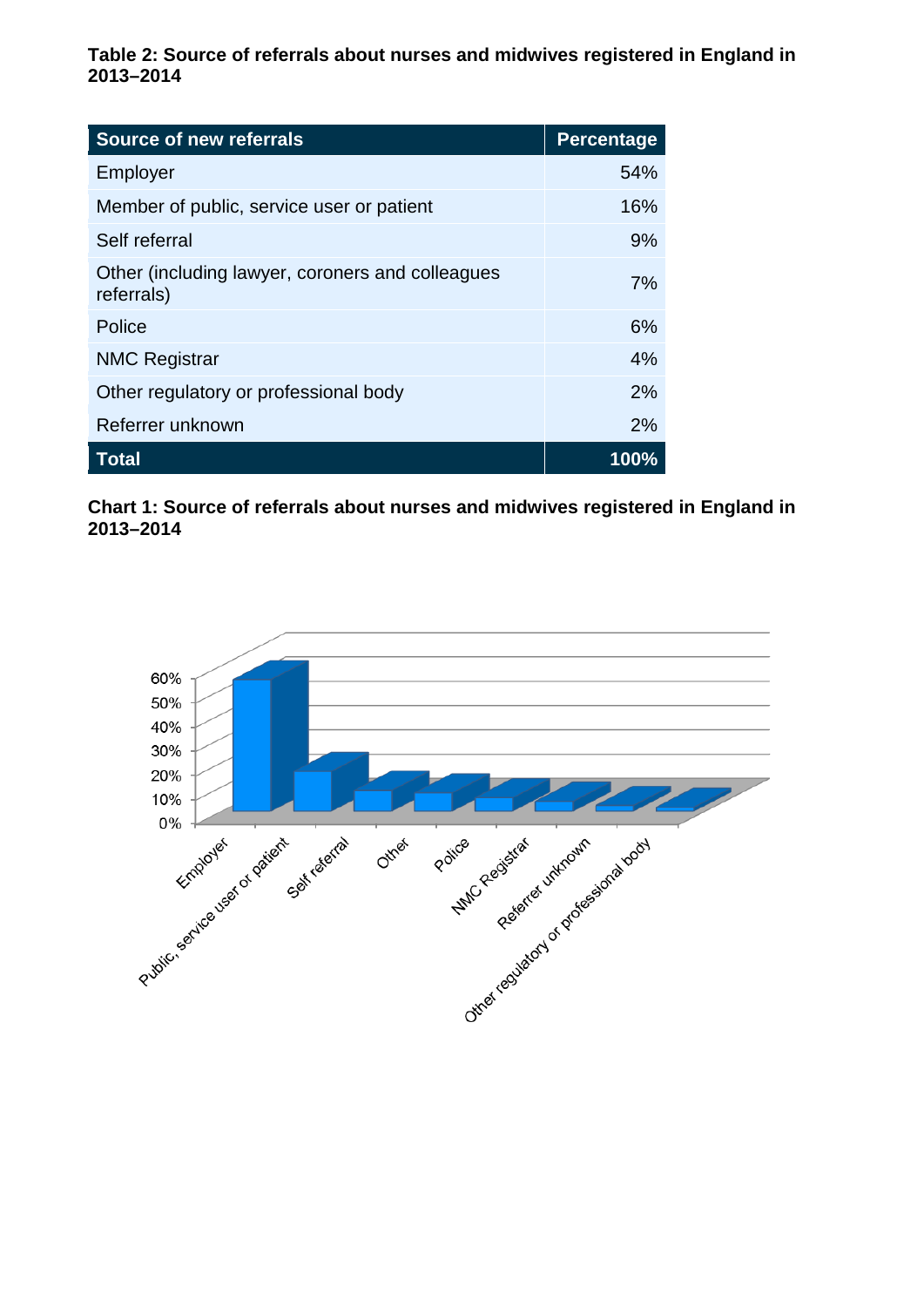**Table 2: Source of referrals about nurses and midwives registered in England in 2013–2014**

| Source of new referrals | Percentage |
|---|---|
| Employer | 54% |
| Member of public, service user or patient | 16% |
| Self referral | 9% |
| Other (including lawyer, coroners and colleagues referrals) | 7% |
| Police | 6% |
| NMC Registrar | 4% |
| Other regulatory or professional body | 2% |
| Referrer unknown | 2% |
| **Total** | **100%** |

**Chart 1: Source of referrals about nurses and midwives registered in England in 2013–2014**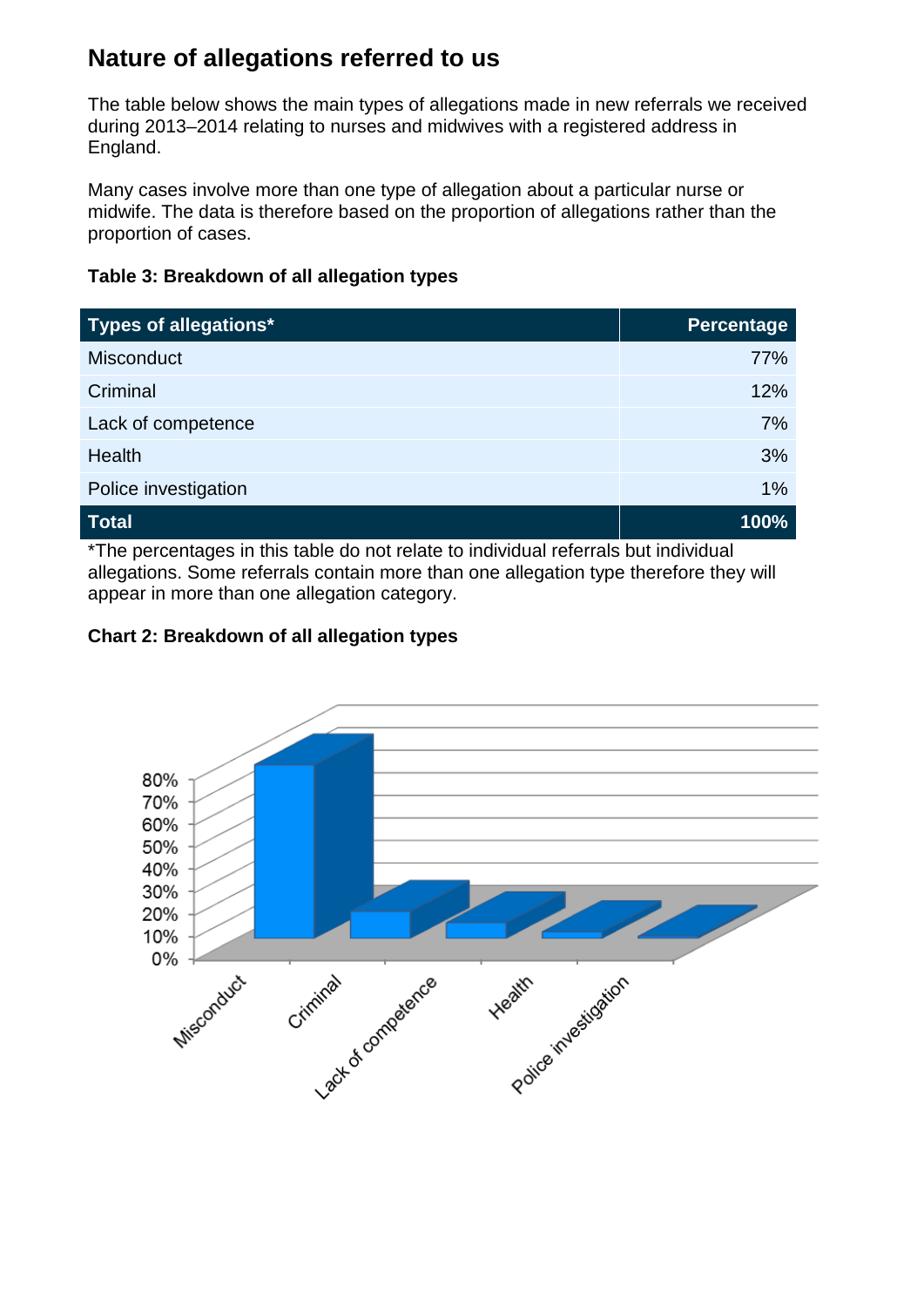## Nature of allegations referred to us

The table below shows the main types of allegations made in new referrals we received during 2013–2014 relating to nurses and midwives with a registered address in England.

Many cases involve more than one type of allegation about a particular nurse or midwife. The data is therefore based on the proportion of allegations rather than the proportion of cases.

**Table 3: Breakdown of all allegation types**

| Types of allegations* | Percentage |
|---|---|
| Misconduct | 77% |
| Criminal | 12% |
| Lack of competence | 7% |
| Health | 3% |
| Police investigation | 1% |
| **Total** | **100%** |

*The percentages in this table do not relate to individual referrals but individual allegations. Some referrals contain more than one allegation type therefore they will appear in more than one allegation category.

**Chart 2: Breakdown of all allegation types**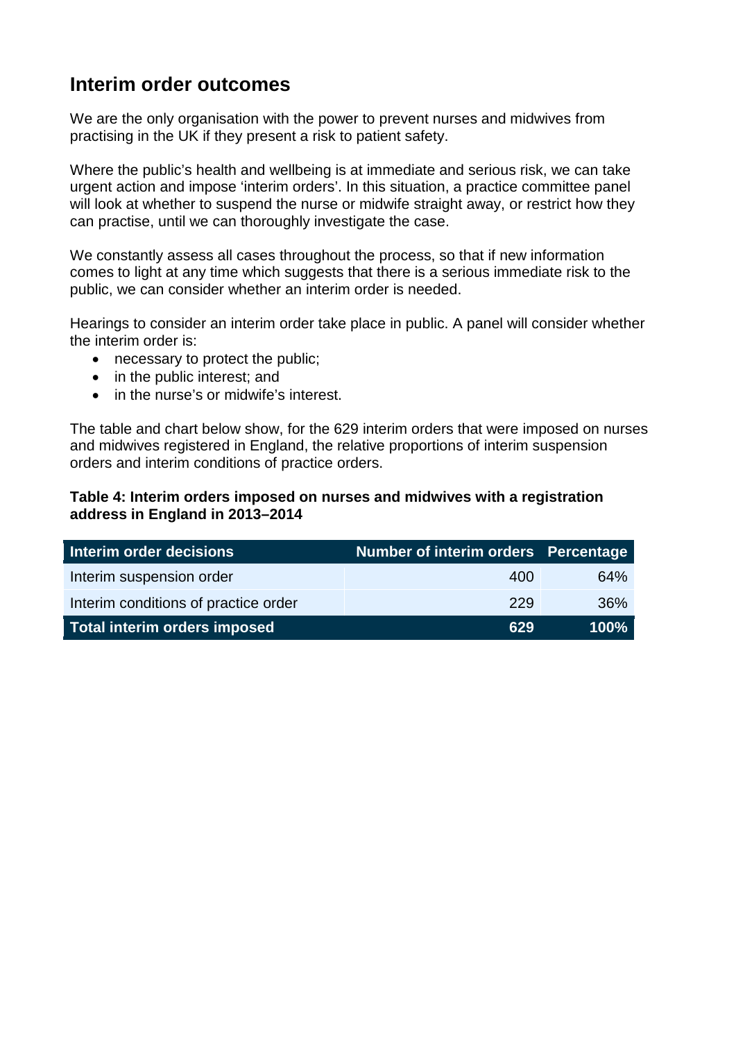## Interim order outcomes

We are the only organisation with the power to prevent nurses and midwives from practising in the UK if they present a risk to patient safety.

Where the public's health and wellbeing is at immediate and serious risk, we can take urgent action and impose 'interim orders'. In this situation, a practice committee panel will look at whether to suspend the nurse or midwife straight away, or restrict how they can practise, until we can thoroughly investigate the case.

We constantly assess all cases throughout the process, so that if new information comes to light at any time which suggests that there is a serious immediate risk to the public, we can consider whether an interim order is needed.

Hearings to consider an interim order take place in public. A panel will consider whether the interim order is:

- necessary to protect the public;
- in the public interest; and
- in the nurse's or midwife's interest.

The table and chart below show, for the 629 interim orders that were imposed on nurses and midwives registered in England, the relative proportions of interim suspension orders and interim conditions of practice orders.

**Table 4: Interim orders imposed on nurses and midwives with a registration address in England in 2013–2014**

| Interim order decisions | Number of interim orders | Percentage |
|---|---|---|
| Interim suspension order | 400 | 64% |
| Interim conditions of practice order | 229 | 36% |
| **Total interim orders imposed** | **629** | **100%** |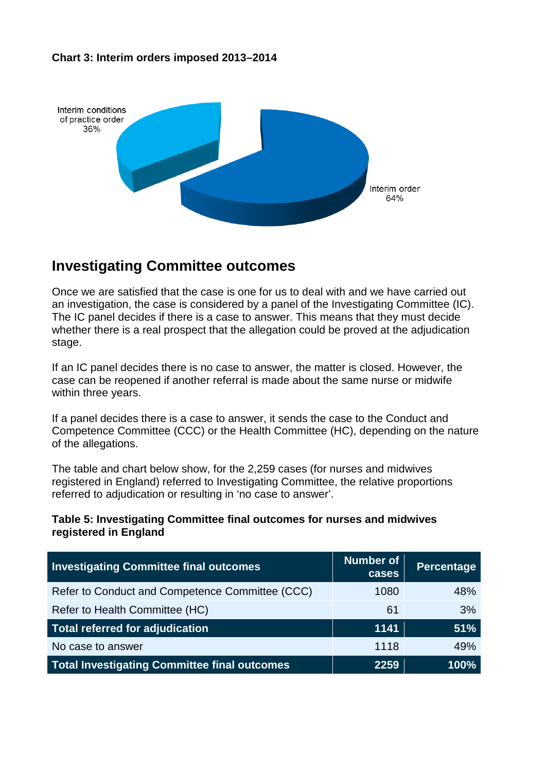**Chart 3: Interim orders imposed 2013–2014**

Interim conditions of practice order 36%

Interim order 64%

## Investigating Committee outcomes

Once we are satisfied that the case is one for us to deal with and we have carried out an investigation, the case is considered by a panel of the Investigating Committee (IC). The IC panel decides if there is a case to answer. This means that they must decide whether there is a real prospect that the allegation could be proved at the adjudication stage.

If an IC panel decides there is no case to answer, the matter is closed. However, the case can be reopened if another referral is made about the same nurse or midwife within three years.

If a panel decides there is a case to answer, it sends the case to the Conduct and Competence Committee (CCC) or the Health Committee (HC), depending on the nature of the allegations.

The table and chart below show, for the 2,259 cases (for nurses and midwives registered in England) referred to Investigating Committee, the relative proportions referred to adjudication or resulting in 'no case to answer'.

**Table 5: Investigating Committee final outcomes for nurses and midwives registered in England**

| Investigating Committee final outcomes | Number of cases | Percentage |
|---|---|---|
| Refer to Conduct and Competence Committee (CCC) | 1080 | 48% |
| Refer to Health Committee (HC) | 61 | 3% |
| **Total referred for adjudication** | **1141** | **51%** |
| No case to answer | 1118 | 49% |
| **Total Investigating Committee final outcomes** | **2259** | **100%** |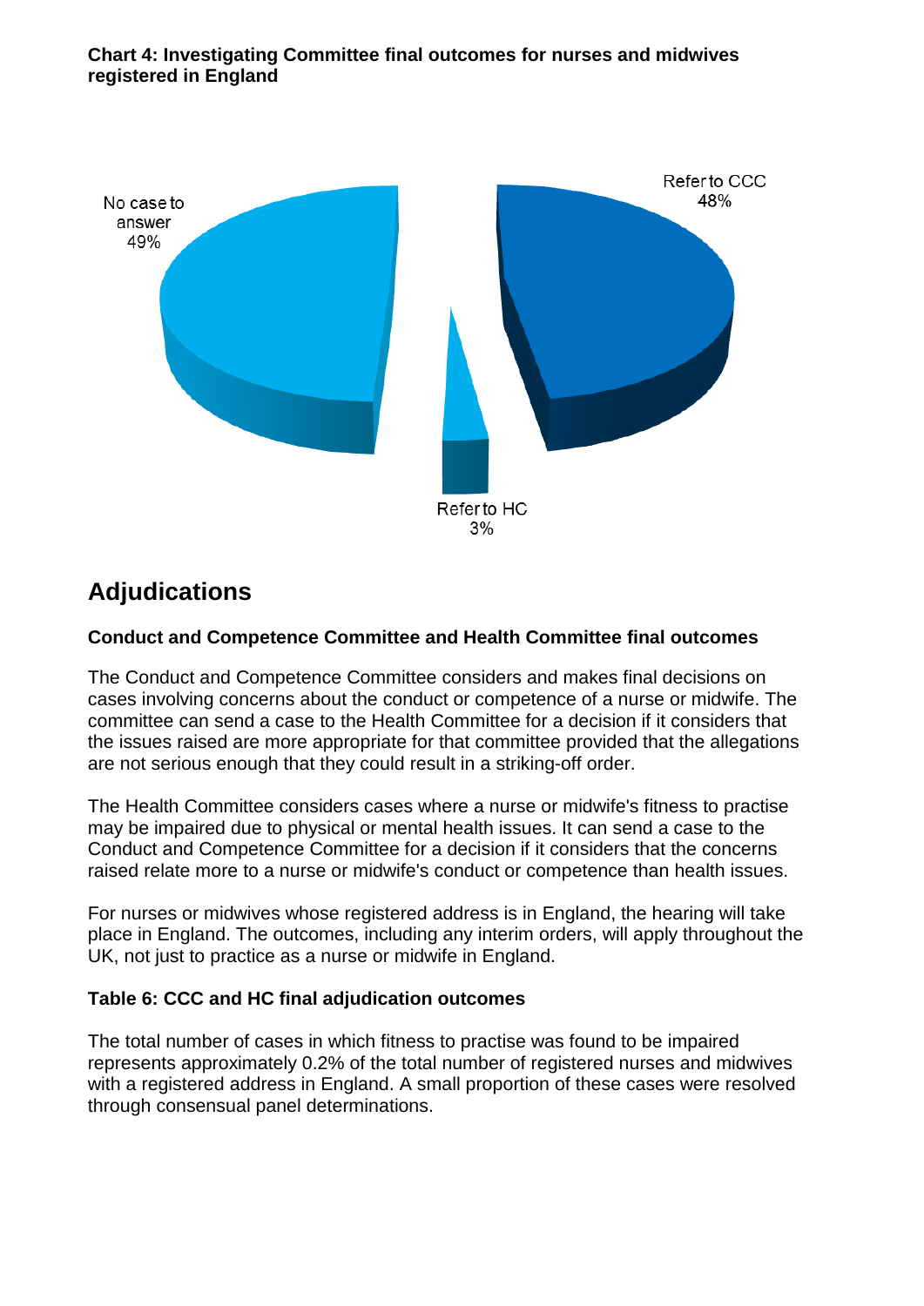**Chart 4: Investigating Committee final outcomes for nurses and midwives registered in England**

No case to answer 49%

Refer to CCC 48%

Refer to HC 3%

## Adjudications

### Conduct and Competence Committee and Health Committee final outcomes

The Conduct and Competence Committee considers and makes final decisions on cases involving concerns about the conduct or competence of a nurse or midwife. The committee can send a case to the Health Committee for a decision if it considers that the issues raised are more appropriate for that committee provided that the allegations are not serious enough that they could result in a striking-off order.

The Health Committee considers cases where a nurse or midwife's fitness to practise may be impaired due to physical or mental health issues. It can send a case to the Conduct and Competence Committee for a decision if it considers that the concerns raised relate more to a nurse or midwife's conduct or competence than health issues.

For nurses or midwives whose registered address is in England, the hearing will take place in England. The outcomes, including any interim orders, will apply throughout the UK, not just to practice as a nurse or midwife in England.

**Table 6: CCC and HC final adjudication outcomes**

The total number of cases in which fitness to practise was found to be impaired represents approximately 0.2% of the total number of registered nurses and midwives with a registered address in England. A small proportion of these cases were resolved through consensual panel determinations.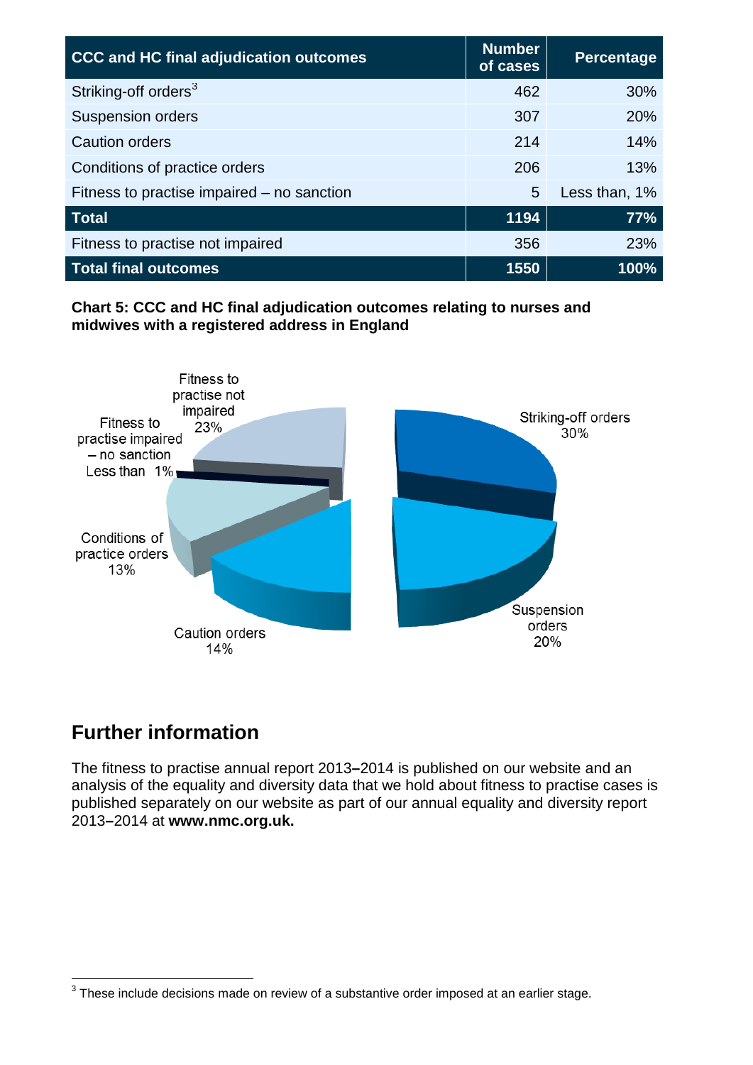| CCC and HC final adjudication outcomes | Number of cases | Percentage |
|---|---|---|
| Striking-off orders[3] | 462 | 30% |
| Suspension orders | 307 | 20% |
| Caution orders | 214 | 14% |
| Conditions of practice orders | 206 | 13% |
| Fitness to practise impaired – no sanction | 5 | Less than, 1% |
| **Total** | **1194** | **77%** |
| Fitness to practise not impaired | 356 | 23% |
| **Total final outcomes** | **1550** | **100%** |

**Chart 5: CCC and HC final adjudication outcomes relating to nurses and midwives with a registered address in England**

Fitness to practise not impaired 23%

Striking-off orders 30%

Fitness to practise impaired – no sanction Less than 1%

Conditions of practice orders 13%

Caution orders 14%

Suspension orders 20%

## Further information

The fitness to practise annual report 2013–2014 is published on our website and an analysis of the equality and diversity data that we hold about fitness to practise cases is published separately on our website as part of our annual equality and diversity report 2013–2014 at **www.nmc.org.uk.**

[3] These include decisions made on review of a substantive order imposed at an earlier stage.